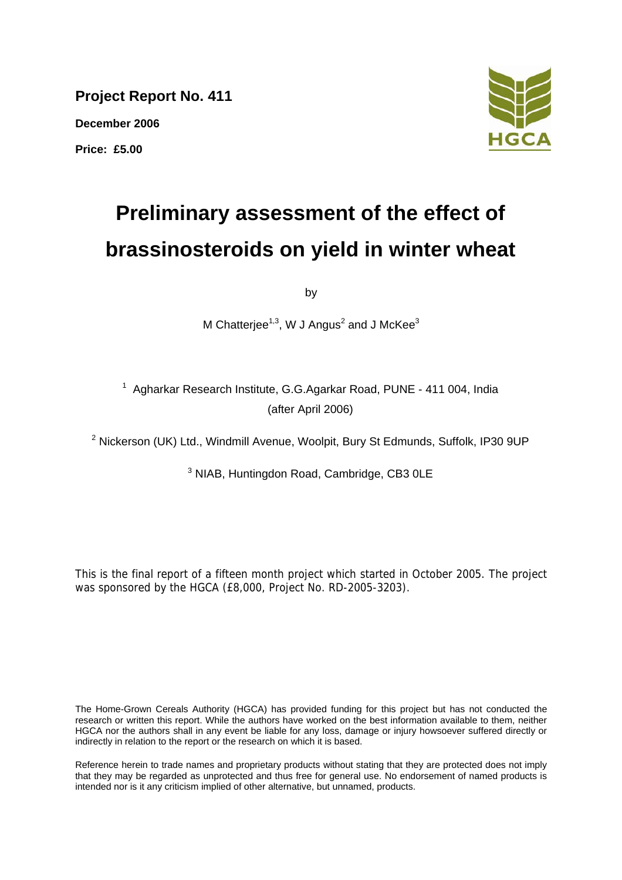**Project Report No. 411**

**December 2006**

**Price: £5.00**

# Preliminary assessment of the effect of brassinosteroids on yield in winter wheat

by

M Chatterjee[1,3], W J Angus[2] and J McKee[3]

[1] Agharkar Research Institute, G.G.Agarkar Road, PUNE - 411 004, India (after April 2006)

[2] Nickerson (UK) Ltd., Windmill Avenue, Woolpit, Bury St Edmunds, Suffolk, IP30 9UP

[3] NIAB, Huntingdon Road, Cambridge, CB3 0LE

This is the final report of a fifteen month project which started in October 2005. The project was sponsored by the HGCA (£8,000, Project No. RD-2005-3203).

The Home-Grown Cereals Authority (HGCA) has provided funding for this project but has not conducted the research or written this report. While the authors have worked on the best information available to them, neither HGCA nor the authors shall in any event be liable for any loss, damage or injury howsoever suffered directly or indirectly in relation to the report or the research on which it is based.

Reference herein to trade names and proprietary products without stating that they are protected does not imply that they may be regarded as unprotected and thus free for general use. No endorsement of named products is intended nor is it any criticism implied of other alternative, but unnamed, products.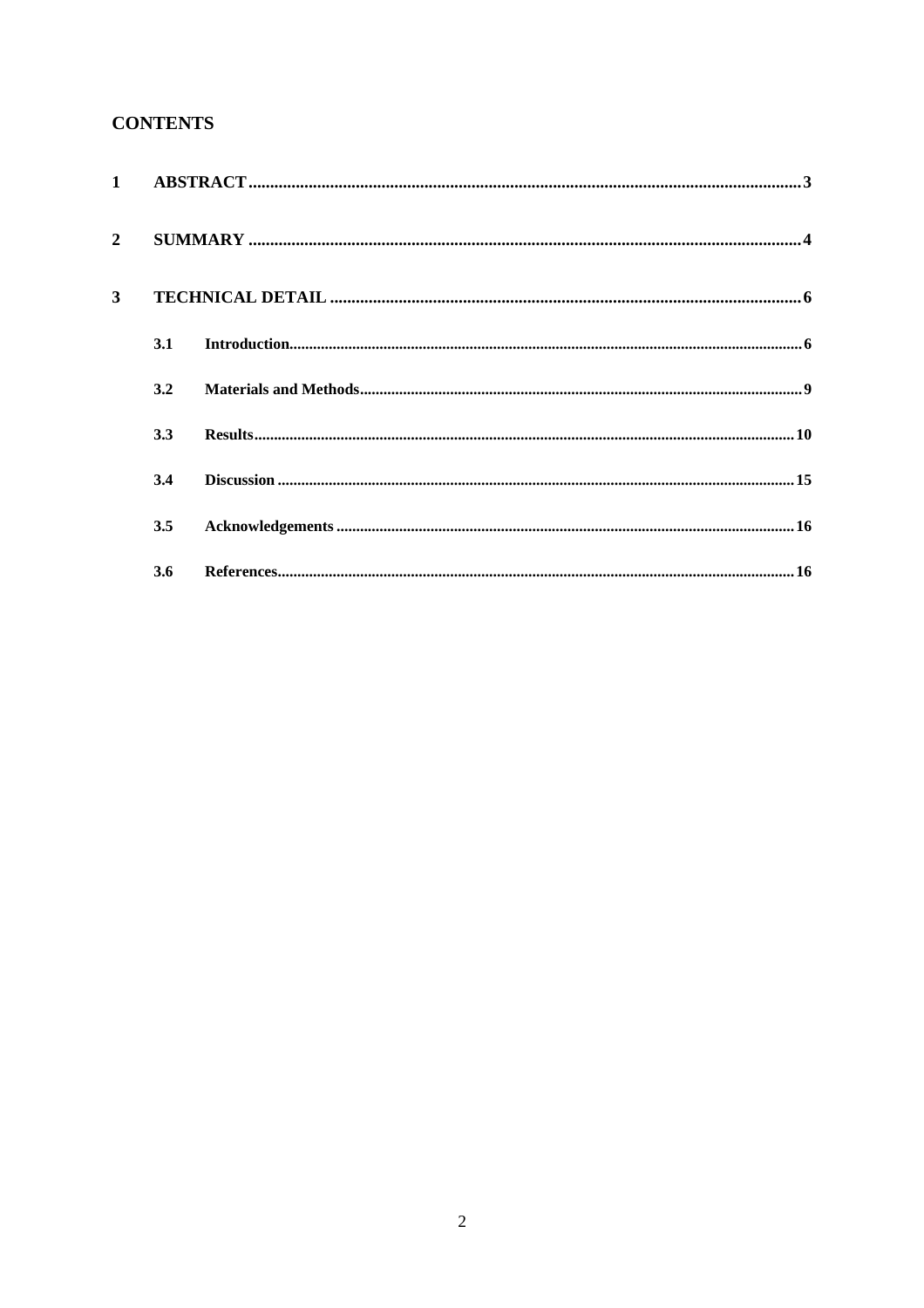## CONTENTS

1 ABSTRACT ........................................................................................................ 3

2 SUMMARY ........................................................................................................ 4

3 TECHNICAL DETAIL ........................................................................................ 6

- 3.1 Introduction ................................................................................................ 6
- 3.2 Materials and Methods ................................................................................. 9
- 3.3 Results ...................................................................................................... 10
- 3.4 Discussion ................................................................................................. 15
- 3.5 Acknowledgements .................................................................................... 16
- 3.6 References ................................................................................................. 16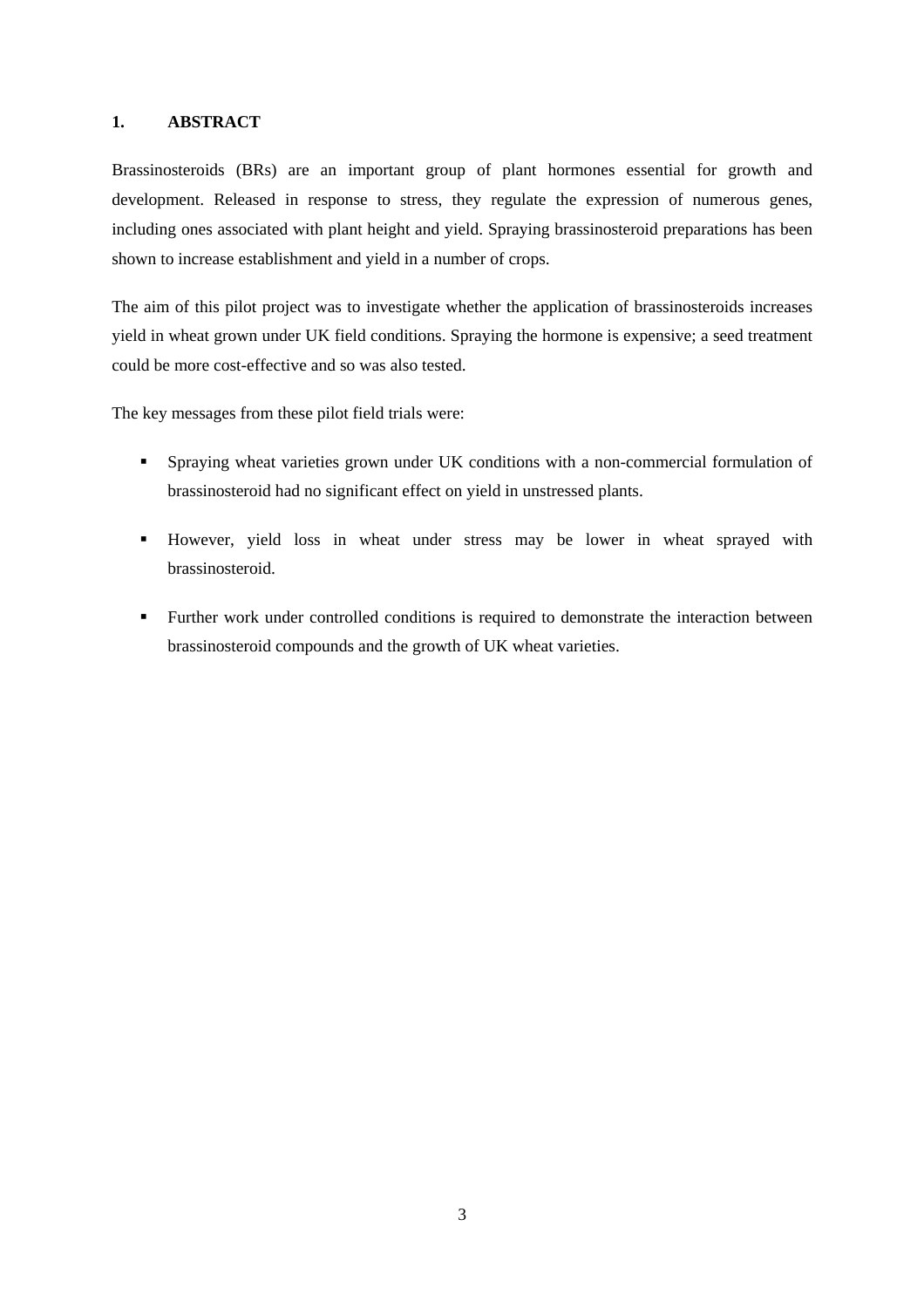## 1. ABSTRACT

Brassinosteroids (BRs) are an important group of plant hormones essential for growth and development. Released in response to stress, they regulate the expression of numerous genes, including ones associated with plant height and yield. Spraying brassinosteroid preparations has been shown to increase establishment and yield in a number of crops.

The aim of this pilot project was to investigate whether the application of brassinosteroids increases yield in wheat grown under UK field conditions. Spraying the hormone is expensive; a seed treatment could be more cost-effective and so was also tested.

The key messages from these pilot field trials were:

- Spraying wheat varieties grown under UK conditions with a non-commercial formulation of brassinosteroid had no significant effect on yield in unstressed plants.
- However, yield loss in wheat under stress may be lower in wheat sprayed with brassinosteroid.
- Further work under controlled conditions is required to demonstrate the interaction between brassinosteroid compounds and the growth of UK wheat varieties.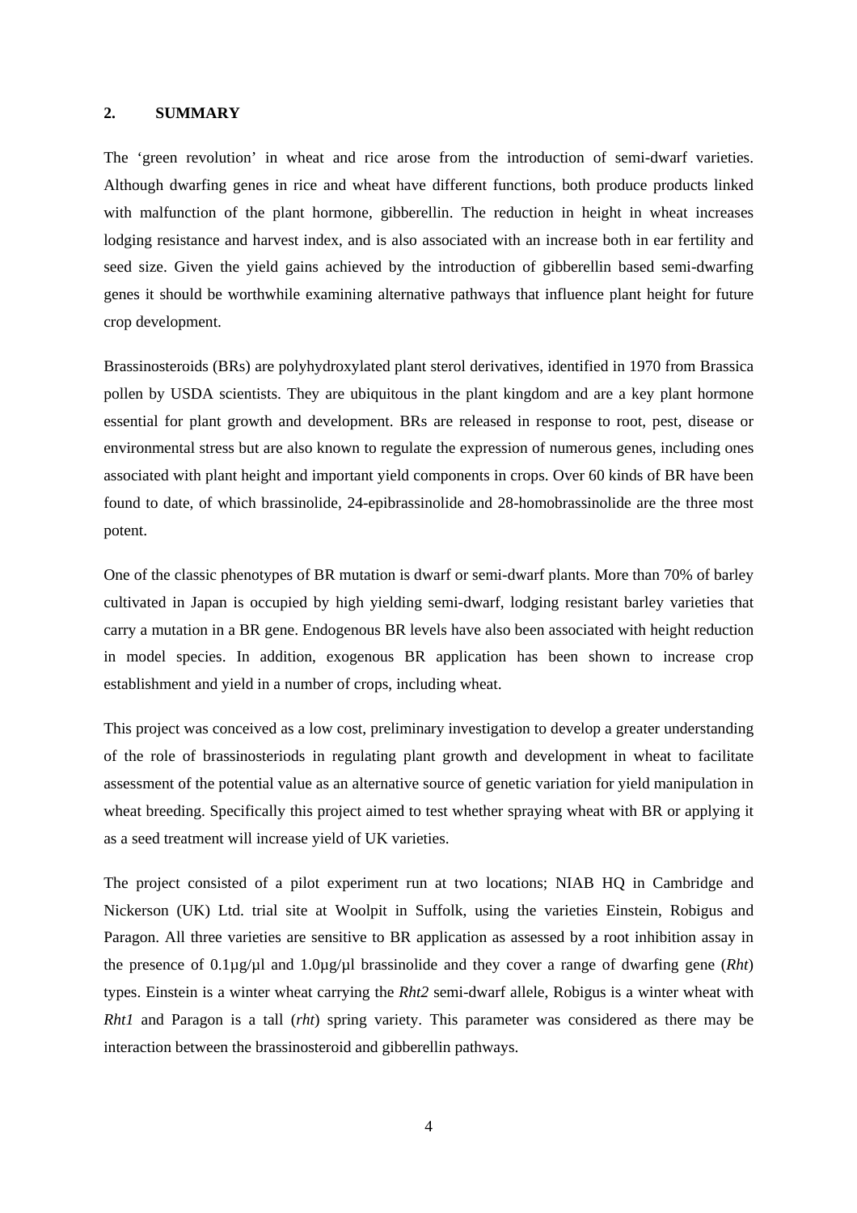## 2. SUMMARY

The 'green revolution' in wheat and rice arose from the introduction of semi-dwarf varieties. Although dwarfing genes in rice and wheat have different functions, both produce products linked with malfunction of the plant hormone, gibberellin. The reduction in height in wheat increases lodging resistance and harvest index, and is also associated with an increase both in ear fertility and seed size. Given the yield gains achieved by the introduction of gibberellin based semi-dwarfing genes it should be worthwhile examining alternative pathways that influence plant height for future crop development.

Brassinosteroids (BRs) are polyhydroxylated plant sterol derivatives, identified in 1970 from Brassica pollen by USDA scientists. They are ubiquitous in the plant kingdom and are a key plant hormone essential for plant growth and development. BRs are released in response to root, pest, disease or environmental stress but are also known to regulate the expression of numerous genes, including ones associated with plant height and important yield components in crops. Over 60 kinds of BR have been found to date, of which brassinolide, 24-epibrassinolide and 28-homobrassinolide are the three most potent.

One of the classic phenotypes of BR mutation is dwarf or semi-dwarf plants. More than 70% of barley cultivated in Japan is occupied by high yielding semi-dwarf, lodging resistant barley varieties that carry a mutation in a BR gene. Endogenous BR levels have also been associated with height reduction in model species. In addition, exogenous BR application has been shown to increase crop establishment and yield in a number of crops, including wheat.

This project was conceived as a low cost, preliminary investigation to develop a greater understanding of the role of brassinosteriods in regulating plant growth and development in wheat to facilitate assessment of the potential value as an alternative source of genetic variation for yield manipulation in wheat breeding. Specifically this project aimed to test whether spraying wheat with BR or applying it as a seed treatment will increase yield of UK varieties.

The project consisted of a pilot experiment run at two locations; NIAB HQ in Cambridge and Nickerson (UK) Ltd. trial site at Woolpit in Suffolk, using the varieties Einstein, Robigus and Paragon. All three varieties are sensitive to BR application as assessed by a root inhibition assay in the presence of 0.1µg/µl and 1.0µg/µl brassinolide and they cover a range of dwarfing gene (*Rht*) types. Einstein is a winter wheat carrying the *Rht2* semi-dwarf allele, Robigus is a winter wheat with *Rht1* and Paragon is a tall (*rht*) spring variety. This parameter was considered as there may be interaction between the brassinosteroid and gibberellin pathways.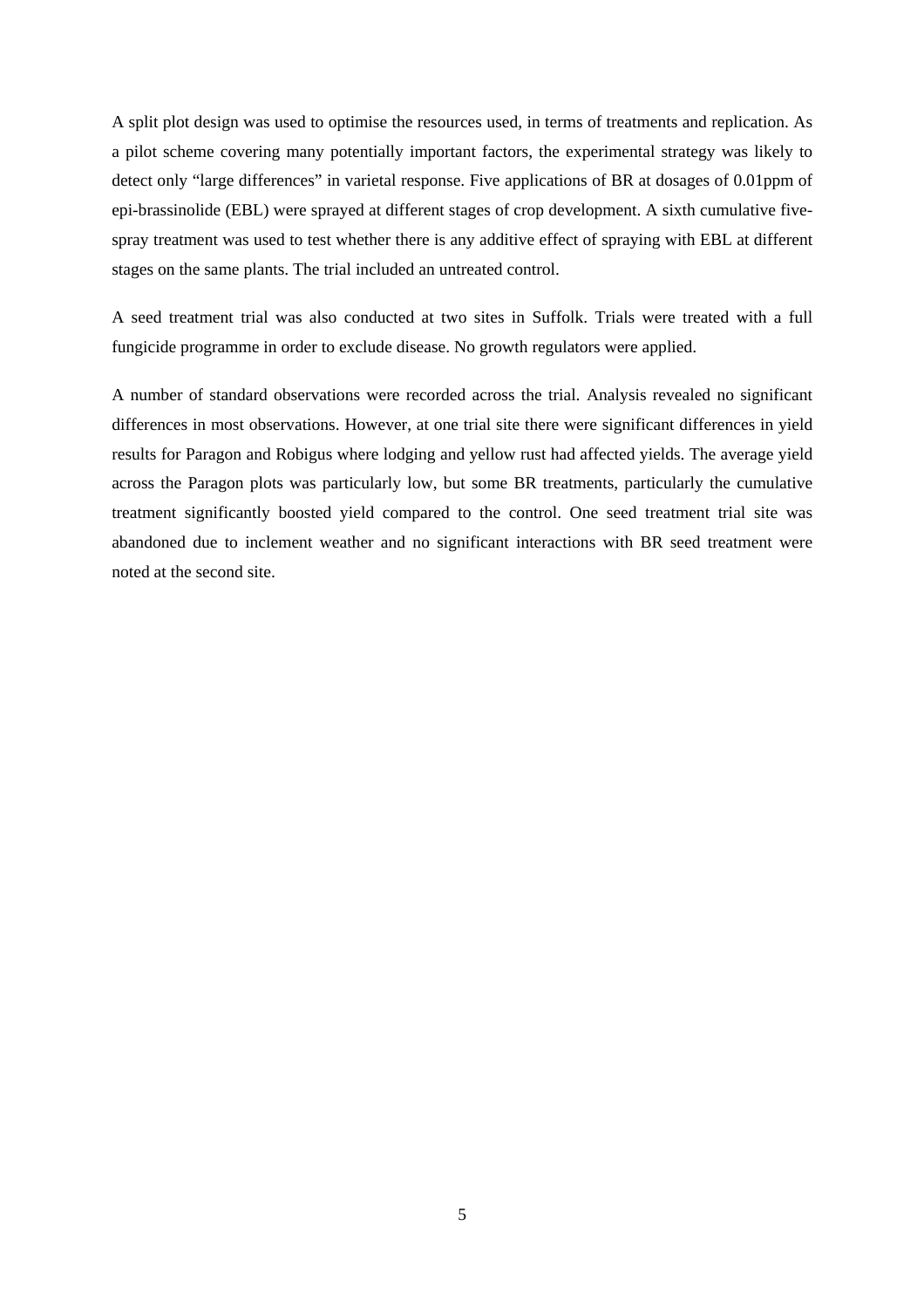A split plot design was used to optimise the resources used, in terms of treatments and replication. As a pilot scheme covering many potentially important factors, the experimental strategy was likely to detect only "large differences" in varietal response. Five applications of BR at dosages of 0.01ppm of epi-brassinolide (EBL) were sprayed at different stages of crop development. A sixth cumulative five-spray treatment was used to test whether there is any additive effect of spraying with EBL at different stages on the same plants. The trial included an untreated control.

A seed treatment trial was also conducted at two sites in Suffolk. Trials were treated with a full fungicide programme in order to exclude disease. No growth regulators were applied.

A number of standard observations were recorded across the trial. Analysis revealed no significant differences in most observations. However, at one trial site there were significant differences in yield results for Paragon and Robigus where lodging and yellow rust had affected yields. The average yield across the Paragon plots was particularly low, but some BR treatments, particularly the cumulative treatment significantly boosted yield compared to the control. One seed treatment trial site was abandoned due to inclement weather and no significant interactions with BR seed treatment were noted at the second site.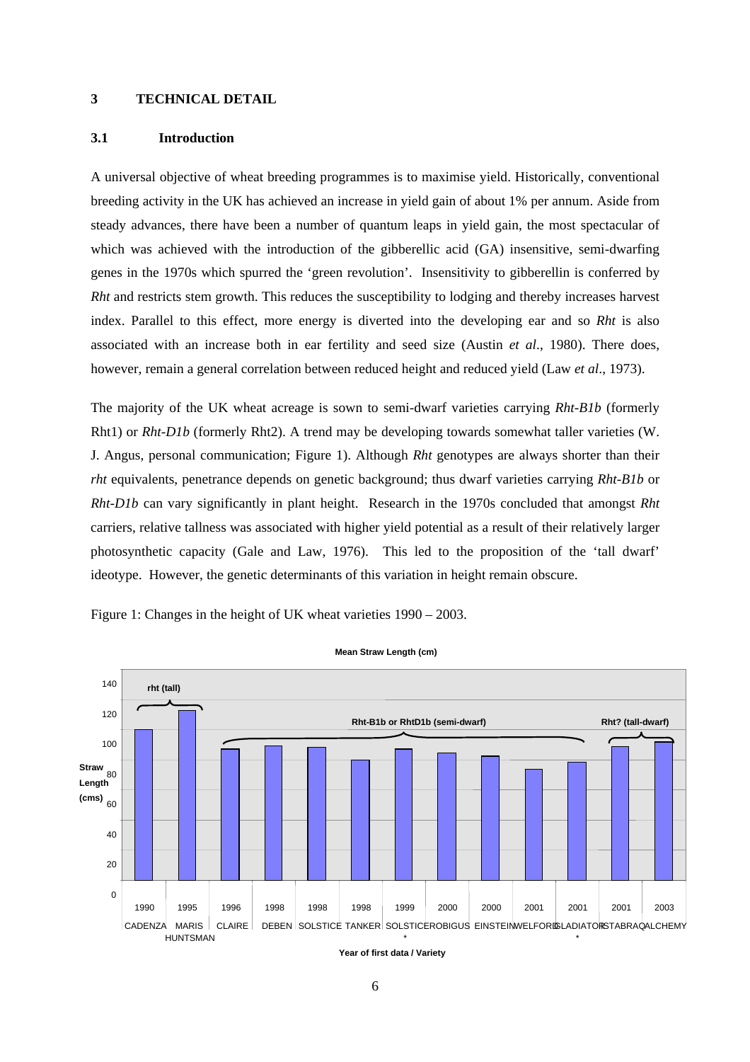## 3 TECHNICAL DETAIL

### 3.1 Introduction

A universal objective of wheat breeding programmes is to maximise yield. Historically, conventional breeding activity in the UK has achieved an increase in yield gain of about 1% per annum. Aside from steady advances, there have been a number of quantum leaps in yield gain, the most spectacular of which was achieved with the introduction of the gibberellic acid (GA) insensitive, semi-dwarfing genes in the 1970s which spurred the 'green revolution'. Insensitivity to gibberellin is conferred by *Rht* and restricts stem growth. This reduces the susceptibility to lodging and thereby increases harvest index. Parallel to this effect, more energy is diverted into the developing ear and so *Rht* is also associated with an increase both in ear fertility and seed size (Austin *et al*., 1980). There does, however, remain a general correlation between reduced height and reduced yield (Law *et al*., 1973).

The majority of the UK wheat acreage is sown to semi-dwarf varieties carrying *Rht-B1b* (formerly Rht1) or *Rht-D1b* (formerly Rht2). A trend may be developing towards somewhat taller varieties (W. J. Angus, personal communication; Figure 1). Although *Rht* genotypes are always shorter than their *rht* equivalents, penetrance depends on genetic background; thus dwarf varieties carrying *Rht-B1b* or *Rht-D1b* can vary significantly in plant height. Research in the 1970s concluded that amongst *Rht* carriers, relative tallness was associated with higher yield potential as a result of their relatively larger photosynthetic capacity (Gale and Law, 1976). This led to the proposition of the 'tall dwarf' ideotype. However, the genetic determinants of this variation in height remain obscure.

Figure 1: Changes in the height of UK wheat varieties 1990 – 2003.

**Mean Straw Length (cm)**

| Year of first data | Variety | Group |
|---|---|---|
| 1990 | CADENZA | rht (tall) |
| 1995 | MARIS HUNTSMAN | rht (tall) |
| 1996 | CLAIRE | Rht-B1b or RhtD1b (semi-dwarf) |
| 1998 | DEBEN | Rht-B1b or RhtD1b (semi-dwarf) |
| 1998 | SOLSTICE | Rht-B1b or RhtD1b (semi-dwarf) |
| 1998 | TANKER | Rht-B1b or RhtD1b (semi-dwarf) |
| 1999 | SOLSTICE* | Rht-B1b or RhtD1b (semi-dwarf) |
| 2000 | ROBIGUS | Rht-B1b or RhtD1b (semi-dwarf) |
| 2000 | EINSTEIN | Rht-B1b or RhtD1b (semi-dwarf) |
| 2001 | WELFORD | Rht-B1b or RhtD1b (semi-dwarf) |
| 2001 | GLADIATOR* | Rht-B1b or RhtD1b (semi-dwarf) |
| 2001 | ISTABRAQ | Rht? (tall-dwarf) |
| 2003 | ALCHEMY | Rht? (tall-dwarf) |

Y-axis: Straw Length (cms), 0–140. X-axis: Year of first data / Variety.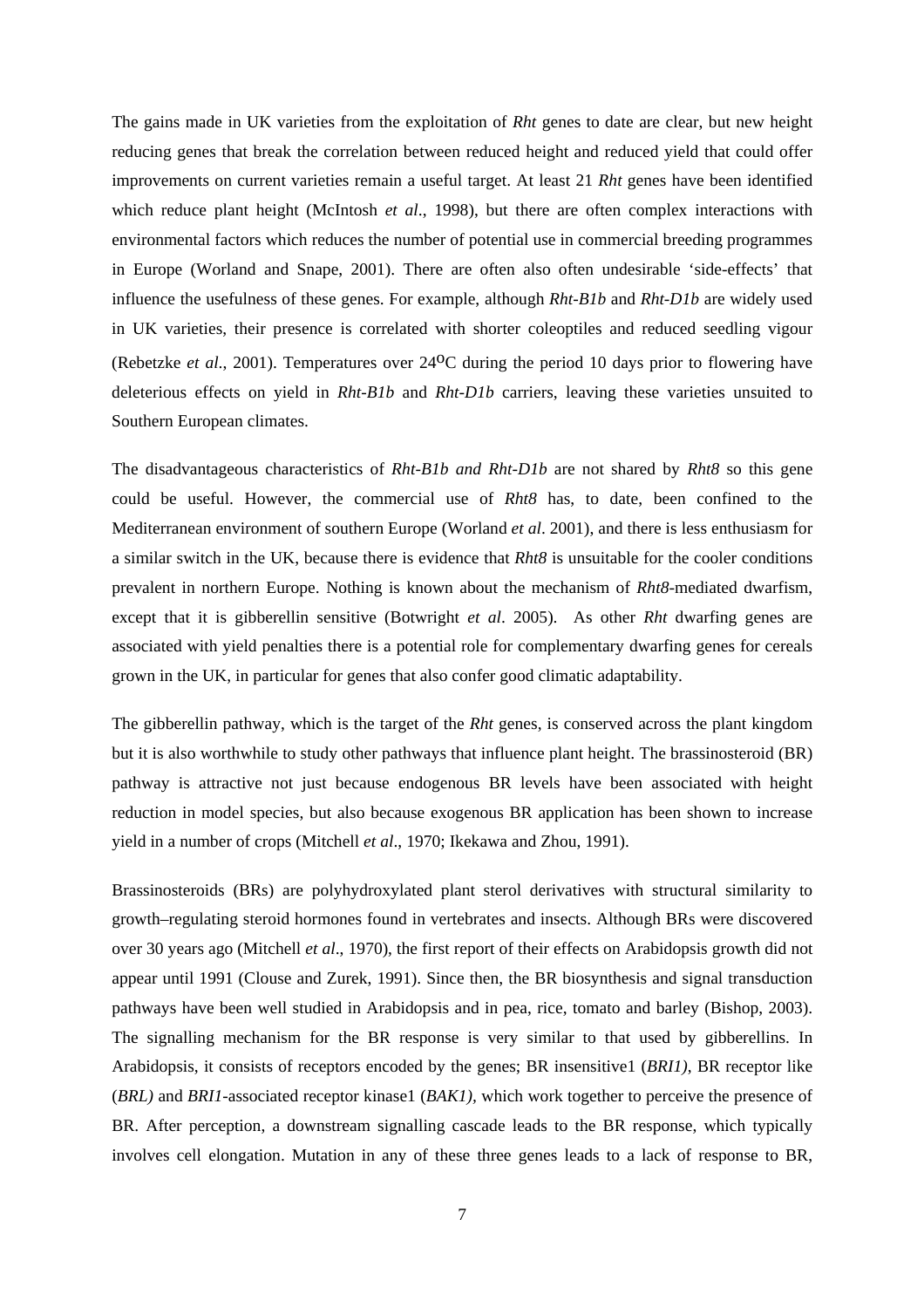The gains made in UK varieties from the exploitation of *Rht* genes to date are clear, but new height reducing genes that break the correlation between reduced height and reduced yield that could offer improvements on current varieties remain a useful target. At least 21 *Rht* genes have been identified which reduce plant height (McIntosh *et al*., 1998), but there are often complex interactions with environmental factors which reduces the number of potential use in commercial breeding programmes in Europe (Worland and Snape, 2001). There are often also often undesirable 'side-effects' that influence the usefulness of these genes. For example, although *Rht-B1b* and *Rht-D1b* are widely used in UK varieties, their presence is correlated with shorter coleoptiles and reduced seedling vigour (Rebetzke *et al*., 2001). Temperatures over 24$^{o}$C during the period 10 days prior to flowering have deleterious effects on yield in *Rht-B1b* and *Rht-D1b* carriers, leaving these varieties unsuited to Southern European climates.

The disadvantageous characteristics of *Rht-B1b and Rht-D1b* are not shared by *Rht8* so this gene could be useful. However, the commercial use of *Rht8* has, to date, been confined to the Mediterranean environment of southern Europe (Worland *et al*. 2001), and there is less enthusiasm for a similar switch in the UK, because there is evidence that *Rht8* is unsuitable for the cooler conditions prevalent in northern Europe. Nothing is known about the mechanism of *Rht8*-mediated dwarfism, except that it is gibberellin sensitive (Botwright *et al*. 2005). As other *Rht* dwarfing genes are associated with yield penalties there is a potential role for complementary dwarfing genes for cereals grown in the UK, in particular for genes that also confer good climatic adaptability.

The gibberellin pathway, which is the target of the *Rht* genes, is conserved across the plant kingdom but it is also worthwhile to study other pathways that influence plant height. The brassinosteroid (BR) pathway is attractive not just because endogenous BR levels have been associated with height reduction in model species, but also because exogenous BR application has been shown to increase yield in a number of crops (Mitchell *et al*., 1970; Ikekawa and Zhou, 1991).

Brassinosteroids (BRs) are polyhydroxylated plant sterol derivatives with structural similarity to growth–regulating steroid hormones found in vertebrates and insects. Although BRs were discovered over 30 years ago (Mitchell *et al*., 1970), the first report of their effects on Arabidopsis growth did not appear until 1991 (Clouse and Zurek, 1991). Since then, the BR biosynthesis and signal transduction pathways have been well studied in Arabidopsis and in pea, rice, tomato and barley (Bishop, 2003). The signalling mechanism for the BR response is very similar to that used by gibberellins. In Arabidopsis, it consists of receptors encoded by the genes; BR insensitive1 (*BRI1)*, BR receptor like (*BRL)* and *BRI1*-associated receptor kinase1 (*BAK1),* which work together to perceive the presence of BR. After perception, a downstream signalling cascade leads to the BR response, which typically involves cell elongation. Mutation in any of these three genes leads to a lack of response to BR,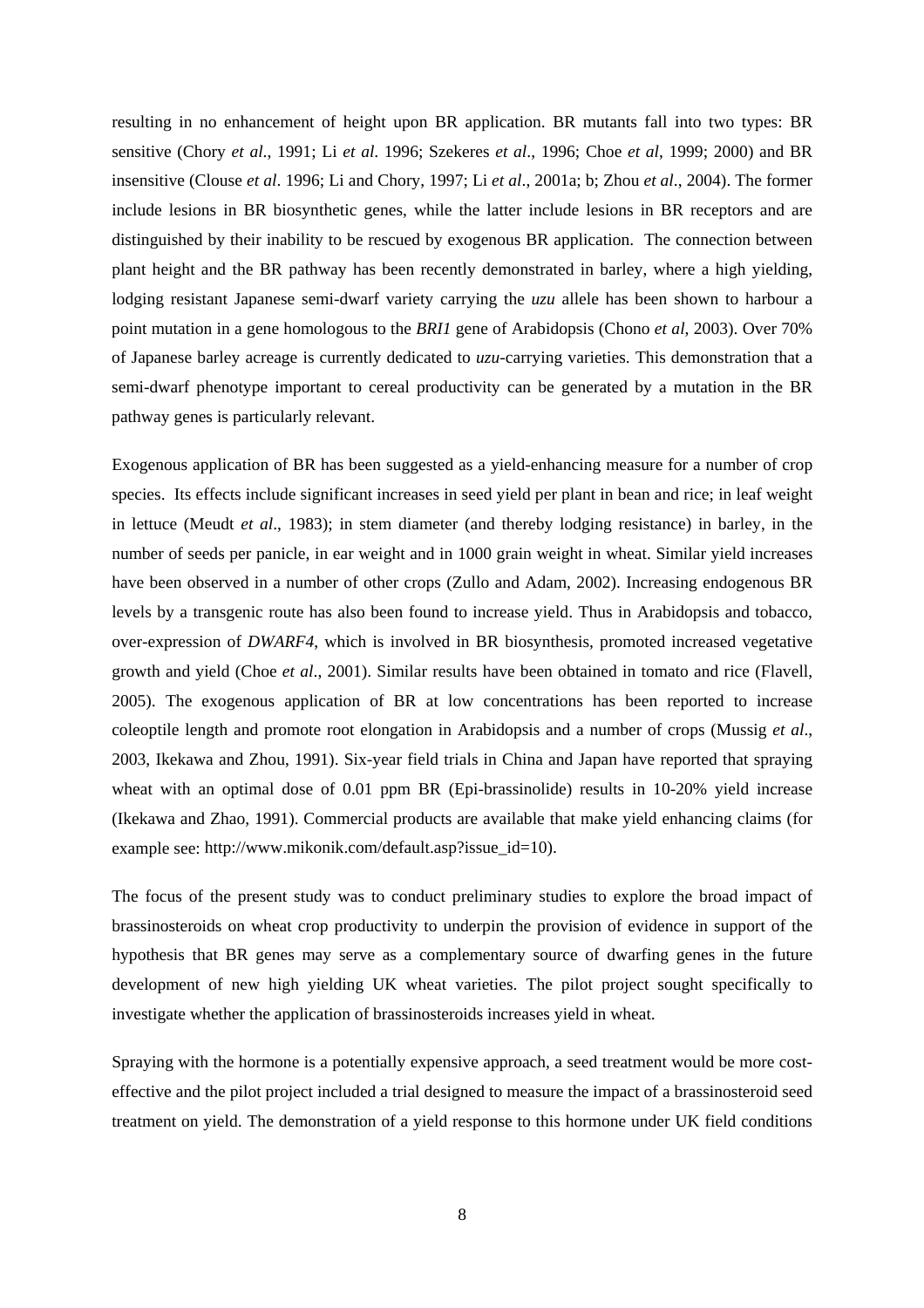resulting in no enhancement of height upon BR application. BR mutants fall into two types: BR sensitive (Chory *et al*., 1991; Li *et al*. 1996; Szekeres *et al*., 1996; Choe *et al*, 1999; 2000) and BR insensitive (Clouse *et al*. 1996; Li and Chory, 1997; Li *et al*., 2001a; b; Zhou *et al*., 2004). The former include lesions in BR biosynthetic genes, while the latter include lesions in BR receptors and are distinguished by their inability to be rescued by exogenous BR application. The connection between plant height and the BR pathway has been recently demonstrated in barley, where a high yielding, lodging resistant Japanese semi-dwarf variety carrying the *uzu* allele has been shown to harbour a point mutation in a gene homologous to the *BRI1* gene of Arabidopsis (Chono *et al*, 2003). Over 70% of Japanese barley acreage is currently dedicated to *uzu*-carrying varieties. This demonstration that a semi-dwarf phenotype important to cereal productivity can be generated by a mutation in the BR pathway genes is particularly relevant.

Exogenous application of BR has been suggested as a yield-enhancing measure for a number of crop species. Its effects include significant increases in seed yield per plant in bean and rice; in leaf weight in lettuce (Meudt *et al*., 1983); in stem diameter (and thereby lodging resistance) in barley, in the number of seeds per panicle, in ear weight and in 1000 grain weight in wheat. Similar yield increases have been observed in a number of other crops (Zullo and Adam, 2002). Increasing endogenous BR levels by a transgenic route has also been found to increase yield. Thus in Arabidopsis and tobacco, over-expression of *DWARF4*, which is involved in BR biosynthesis, promoted increased vegetative growth and yield (Choe *et al*., 2001). Similar results have been obtained in tomato and rice (Flavell, 2005). The exogenous application of BR at low concentrations has been reported to increase coleoptile length and promote root elongation in Arabidopsis and a number of crops (Mussig *et al*., 2003, Ikekawa and Zhou, 1991). Six-year field trials in China and Japan have reported that spraying wheat with an optimal dose of 0.01 ppm BR (Epi-brassinolide) results in 10-20% yield increase (Ikekawa and Zhao, 1991). Commercial products are available that make yield enhancing claims (for example see: http://www.mikonik.com/default.asp?issue_id=10).

The focus of the present study was to conduct preliminary studies to explore the broad impact of brassinosteroids on wheat crop productivity to underpin the provision of evidence in support of the hypothesis that BR genes may serve as a complementary source of dwarfing genes in the future development of new high yielding UK wheat varieties. The pilot project sought specifically to investigate whether the application of brassinosteroids increases yield in wheat.

Spraying with the hormone is a potentially expensive approach, a seed treatment would be more cost-effective and the pilot project included a trial designed to measure the impact of a brassinosteroid seed treatment on yield. The demonstration of a yield response to this hormone under UK field conditions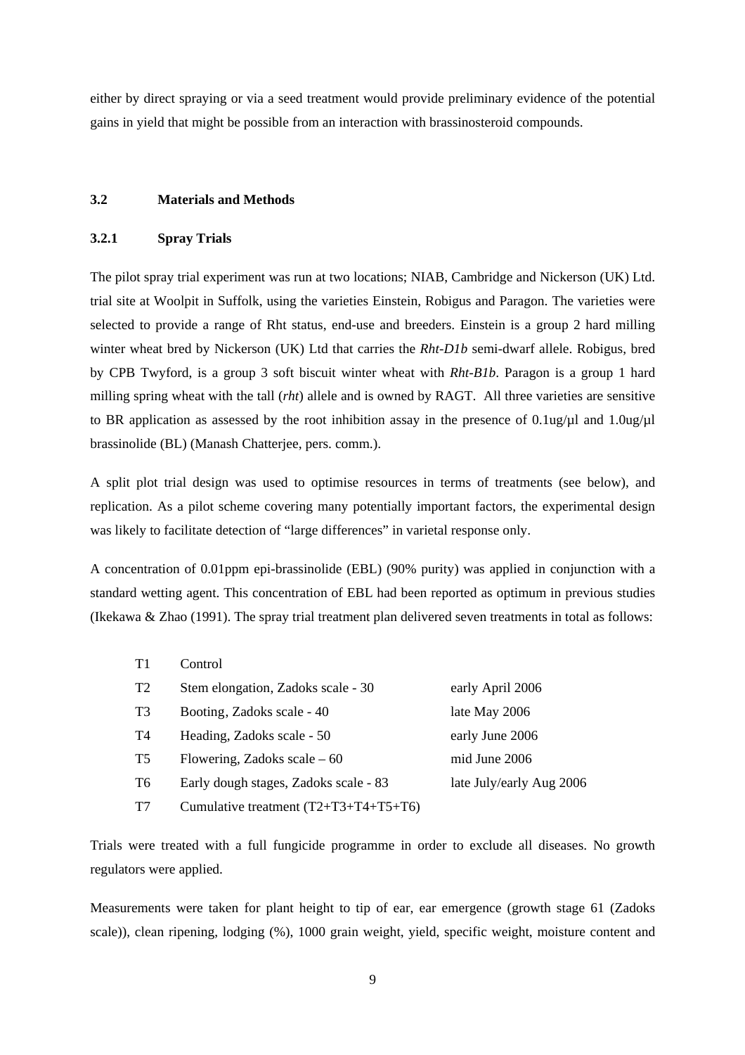either by direct spraying or via a seed treatment would provide preliminary evidence of the potential gains in yield that might be possible from an interaction with brassinosteroid compounds.

## 3.2 Materials and Methods

### 3.2.1 Spray Trials

The pilot spray trial experiment was run at two locations; NIAB, Cambridge and Nickerson (UK) Ltd. trial site at Woolpit in Suffolk, using the varieties Einstein, Robigus and Paragon. The varieties were selected to provide a range of Rht status, end-use and breeders. Einstein is a group 2 hard milling winter wheat bred by Nickerson (UK) Ltd that carries the *Rht-D1b* semi-dwarf allele. Robigus, bred by CPB Twyford, is a group 3 soft biscuit winter wheat with *Rht-B1b*. Paragon is a group 1 hard milling spring wheat with the tall (*rht*) allele and is owned by RAGT. All three varieties are sensitive to BR application as assessed by the root inhibition assay in the presence of 0.1ug/µl and 1.0ug/µl brassinolide (BL) (Manash Chatterjee, pers. comm.).

A split plot trial design was used to optimise resources in terms of treatments (see below), and replication. As a pilot scheme covering many potentially important factors, the experimental design was likely to facilitate detection of "large differences" in varietal response only.

A concentration of 0.01ppm epi-brassinolide (EBL) (90% purity) was applied in conjunction with a standard wetting agent. This concentration of EBL had been reported as optimum in previous studies (Ikekawa & Zhao (1991). The spray trial treatment plan delivered seven treatments in total as follows:

| | | |
|---|---|---|
| T1 | Control | |
| T2 | Stem elongation, Zadoks scale - 30 | early April 2006 |
| T3 | Booting, Zadoks scale - 40 | late May 2006 |
| T4 | Heading, Zadoks scale - 50 | early June 2006 |
| T5 | Flowering, Zadoks scale – 60 | mid June 2006 |
| T6 | Early dough stages, Zadoks scale - 83 | late July/early Aug 2006 |
| T7 | Cumulative treatment (T2+T3+T4+T5+T6) | |

Trials were treated with a full fungicide programme in order to exclude all diseases. No growth regulators were applied.

Measurements were taken for plant height to tip of ear, ear emergence (growth stage 61 (Zadoks scale)), clean ripening, lodging (%), 1000 grain weight, yield, specific weight, moisture content and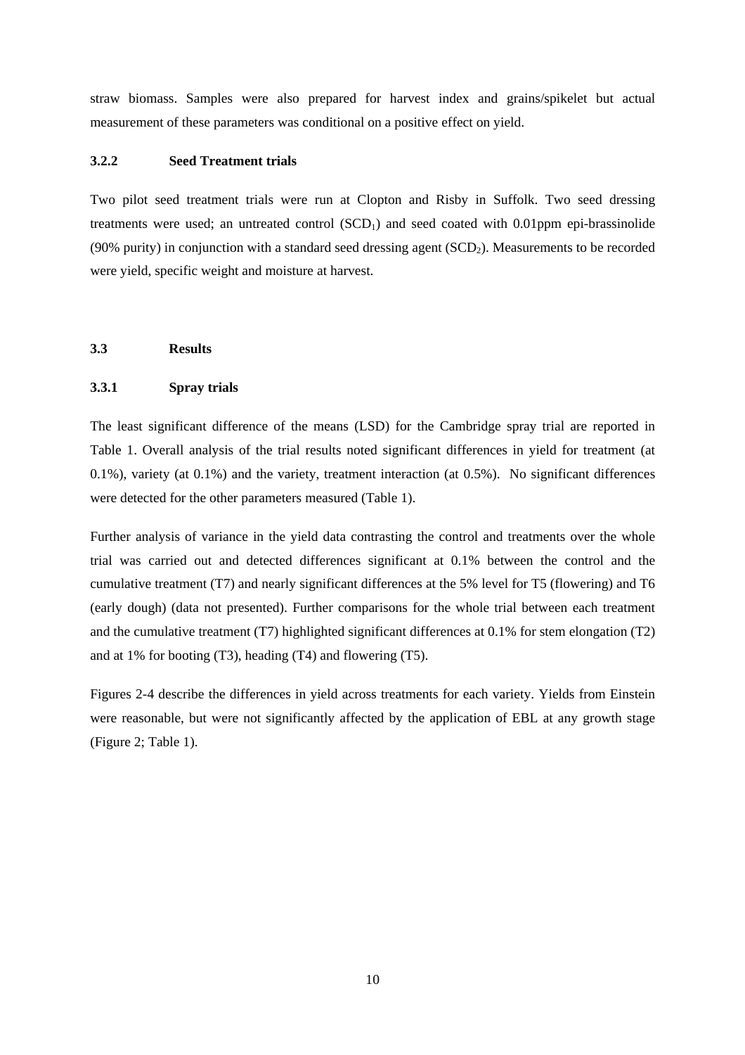straw biomass. Samples were also prepared for harvest index and grains/spikelet but actual measurement of these parameters was conditional on a positive effect on yield.

### 3.2.2 Seed Treatment trials

Two pilot seed treatment trials were run at Clopton and Risby in Suffolk. Two seed dressing treatments were used; an untreated control ($SCD_1$) and seed coated with 0.01ppm epi-brassinolide (90% purity) in conjunction with a standard seed dressing agent ($SCD_2$). Measurements to be recorded were yield, specific weight and moisture at harvest.

## 3.3 Results

### 3.3.1 Spray trials

The least significant difference of the means (LSD) for the Cambridge spray trial are reported in Table 1. Overall analysis of the trial results noted significant differences in yield for treatment (at 0.1%), variety (at 0.1%) and the variety, treatment interaction (at 0.5%). No significant differences were detected for the other parameters measured (Table 1).

Further analysis of variance in the yield data contrasting the control and treatments over the whole trial was carried out and detected differences significant at 0.1% between the control and the cumulative treatment (T7) and nearly significant differences at the 5% level for T5 (flowering) and T6 (early dough) (data not presented). Further comparisons for the whole trial between each treatment and the cumulative treatment (T7) highlighted significant differences at 0.1% for stem elongation (T2) and at 1% for booting (T3), heading (T4) and flowering (T5).

Figures 2-4 describe the differences in yield across treatments for each variety. Yields from Einstein were reasonable, but were not significantly affected by the application of EBL at any growth stage (Figure 2; Table 1).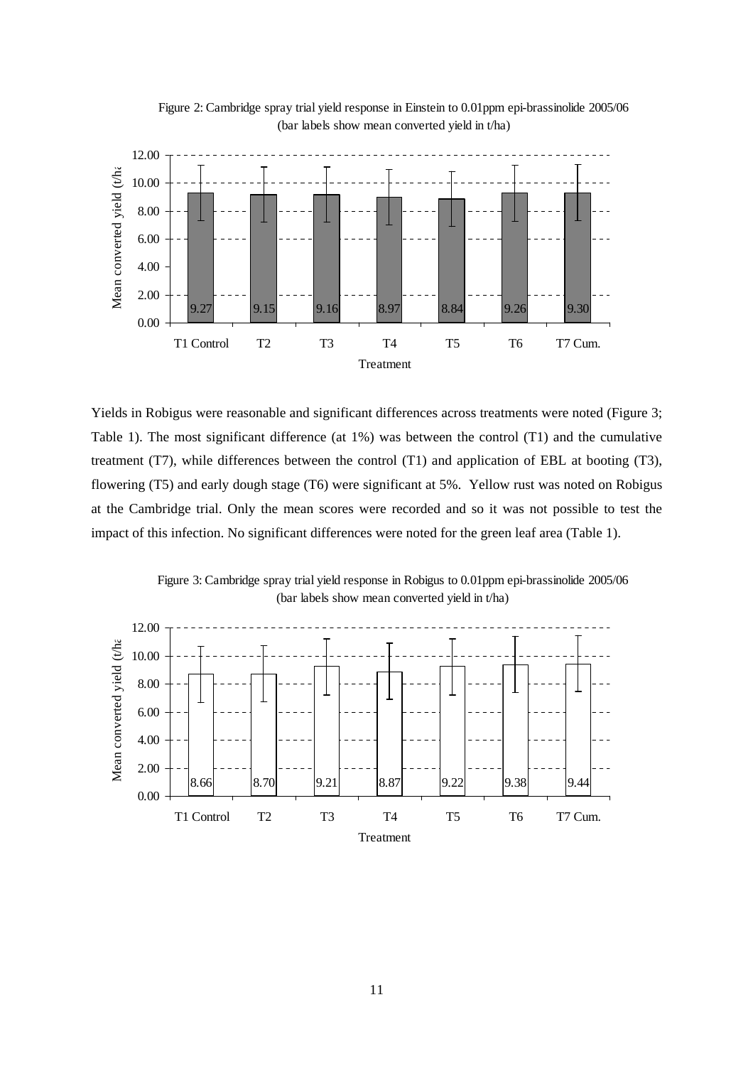Figure 2: Cambridge spray trial yield response in Einstein to 0.01ppm epi-brassinolide 2005/06 (bar labels show mean converted yield in t/ha)

| Treatment | Mean converted yield (t/ha) |
|---|---|
| T1 Control | 9.27 |
| T2 | 9.15 |
| T3 | 9.16 |
| T4 | 8.97 |
| T5 | 8.84 |
| T6 | 9.26 |
| T7 Cum. | 9.30 |

Yields in Robigus were reasonable and significant differences across treatments were noted (Figure 3; Table 1). The most significant difference (at 1%) was between the control (T1) and the cumulative treatment (T7), while differences between the control (T1) and application of EBL at booting (T3), flowering (T5) and early dough stage (T6) were significant at 5%. Yellow rust was noted on Robigus at the Cambridge trial. Only the mean scores were recorded and so it was not possible to test the impact of this infection. No significant differences were noted for the green leaf area (Table 1).

Figure 3: Cambridge spray trial yield response in Robigus to 0.01ppm epi-brassinolide 2005/06 (bar labels show mean converted yield in t/ha)

| Treatment | Mean converted yield (t/ha) |
|---|---|
| T1 Control | 8.66 |
| T2 | 8.70 |
| T3 | 9.21 |
| T4 | 8.87 |
| T5 | 9.22 |
| T6 | 9.38 |
| T7 Cum. | 9.44 |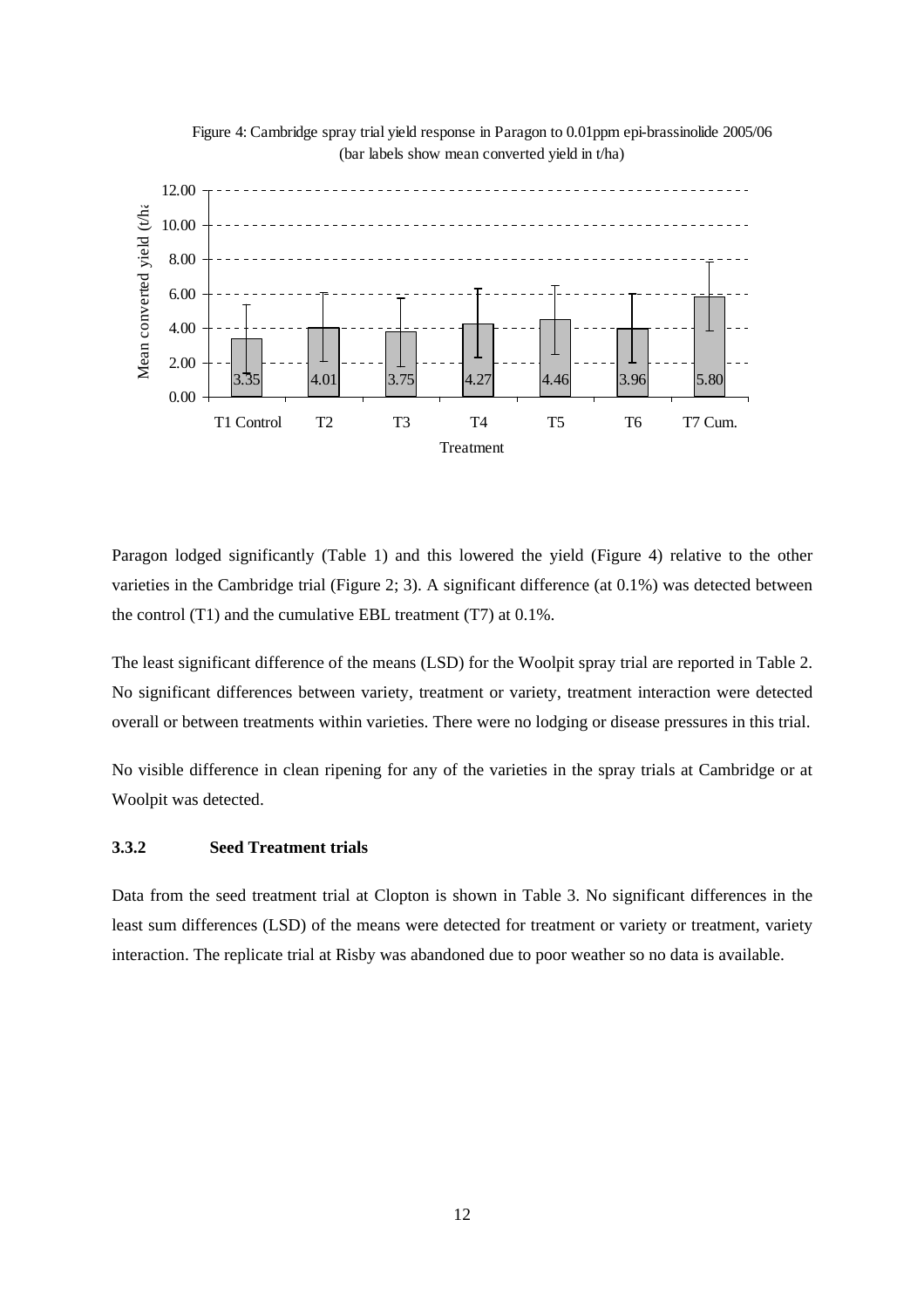Figure 4: Cambridge spray trial yield response in Paragon to 0.01ppm epi-brassinolide 2005/06 (bar labels show mean converted yield in t/ha)

| Treatment | Mean converted yield (t/ha) |
|---|---|
| T1 Control | 3.35 |
| T2 | 4.01 |
| T3 | 3.75 |
| T4 | 4.27 |
| T5 | 4.46 |
| T6 | 3.96 |
| T7 Cum. | 5.80 |

Paragon lodged significantly (Table 1) and this lowered the yield (Figure 4) relative to the other varieties in the Cambridge trial (Figure 2; 3). A significant difference (at 0.1%) was detected between the control (T1) and the cumulative EBL treatment (T7) at 0.1%.

The least significant difference of the means (LSD) for the Woolpit spray trial are reported in Table 2. No significant differences between variety, treatment or variety, treatment interaction were detected overall or between treatments within varieties. There were no lodging or disease pressures in this trial.

No visible difference in clean ripening for any of the varieties in the spray trials at Cambridge or at Woolpit was detected.

### 3.3.2 Seed Treatment trials

Data from the seed treatment trial at Clopton is shown in Table 3. No significant differences in the least sum differences (LSD) of the means were detected for treatment or variety or treatment, variety interaction. The replicate trial at Risby was abandoned due to poor weather so no data is available.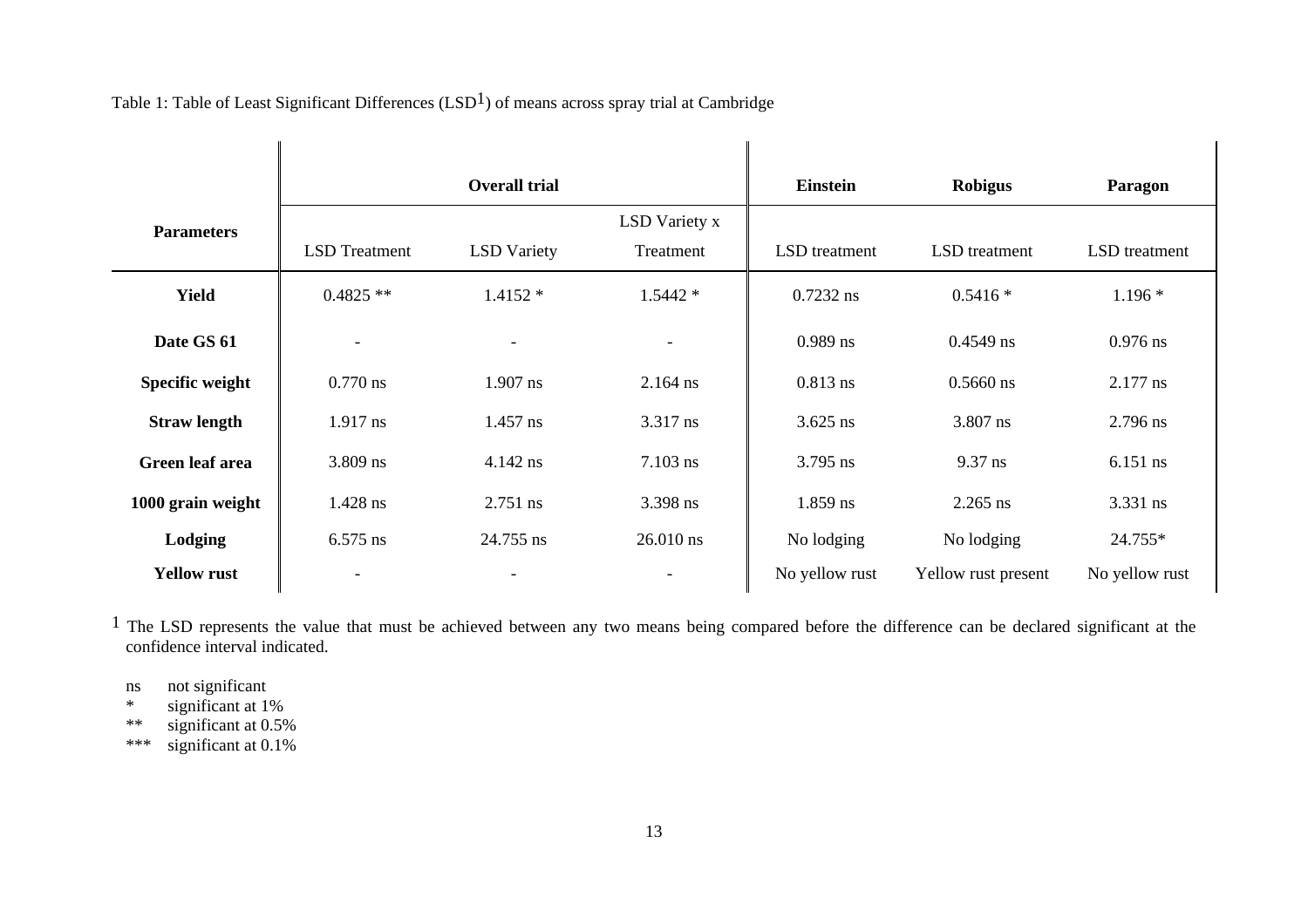Table 1: Table of Least Significant Differences (LSD[1]) of means across spray trial at Cambridge

| Parameters | Overall trial | | | Einstein | Robigus | Paragon |
|---|---|---|---|---|---|---|
| | LSD Treatment | LSD Variety | LSD Variety x Treatment | LSD treatment | LSD treatment | LSD treatment |
| **Yield** | 0.4825 ** | 1.4152 * | 1.5442 * | 0.7232 ns | 0.5416 * | 1.196 * |
| **Date GS 61** | - | - | - | 0.989 ns | 0.4549 ns | 0.976 ns |
| **Specific weight** | 0.770 ns | 1.907 ns | 2.164 ns | 0.813 ns | 0.5660 ns | 2.177 ns |
| **Straw length** | 1.917 ns | 1.457 ns | 3.317 ns | 3.625 ns | 3.807 ns | 2.796 ns |
| **Green leaf area** | 3.809 ns | 4.142 ns | 7.103 ns | 3.795 ns | 9.37 ns | 6.151 ns |
| **1000 grain weight** | 1.428 ns | 2.751 ns | 3.398 ns | 1.859 ns | 2.265 ns | 3.331 ns |
| **Lodging** | 6.575 ns | 24.755 ns | 26.010 ns | No lodging | No lodging | 24.755* |
| **Yellow rust** | - | - | - | No yellow rust | Yellow rust present | No yellow rust |

[1] The LSD represents the value that must be achieved between any two means being compared before the difference can be declared significant at the confidence interval indicated.

ns not significant  
\* significant at 1%  
\*\* significant at 0.5%  
\*\*\* significant at 0.1%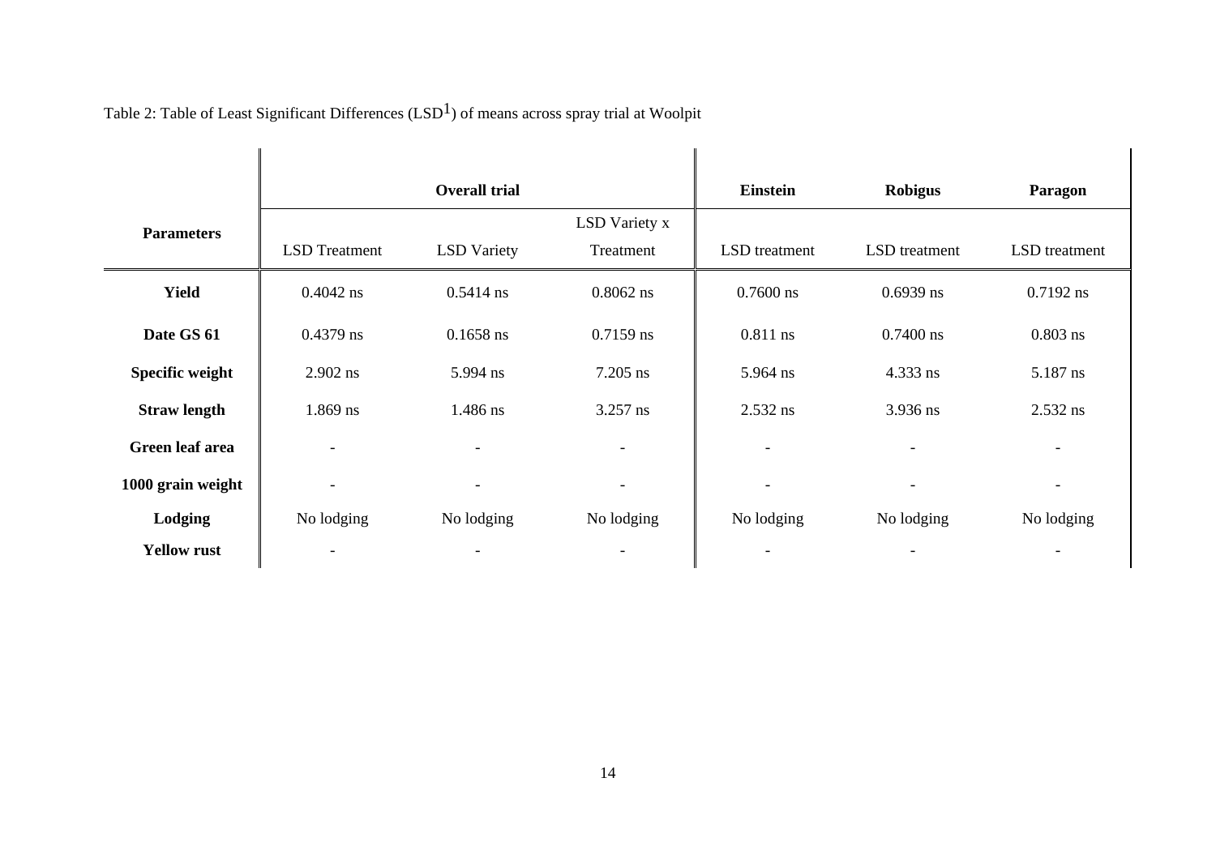Table 2: Table of Least Significant Differences (LSD[1]) of means across spray trial at Woolpit

| Parameters | Overall trial | | | Einstein | Robigus | Paragon |
|---|---|---|---|---|---|---|
| | LSD Treatment | LSD Variety | LSD Variety x Treatment | LSD treatment | LSD treatment | LSD treatment |
| **Yield** | 0.4042 ns | 0.5414 ns | 0.8062 ns | 0.7600 ns | 0.6939 ns | 0.7192 ns |
| **Date GS 61** | 0.4379 ns | 0.1658 ns | 0.7159 ns | 0.811 ns | 0.7400 ns | 0.803 ns |
| **Specific weight** | 2.902 ns | 5.994 ns | 7.205 ns | 5.964 ns | 4.333 ns | 5.187 ns |
| **Straw length** | 1.869 ns | 1.486 ns | 3.257 ns | 2.532 ns | 3.936 ns | 2.532 ns |
| **Green leaf area** | - | - | - | - | - | - |
| **1000 grain weight** | - | - | - | - | - | - |
| **Lodging** | No lodging | No lodging | No lodging | No lodging | No lodging | No lodging |
| **Yellow rust** | - | - | - | - | - | - |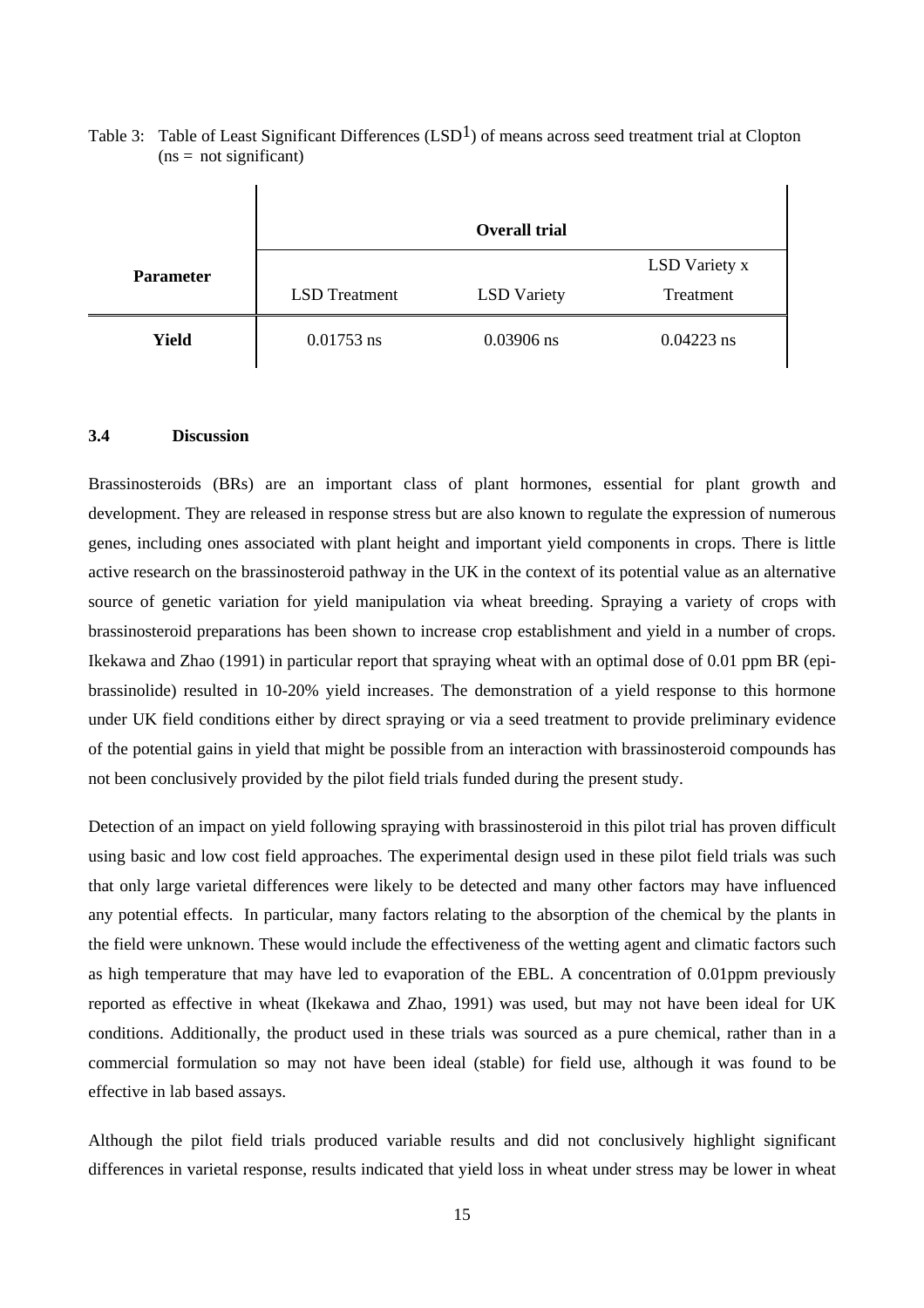Table 3: Table of Least Significant Differences (LSD[1]) of means across seed treatment trial at Clopton (ns = not significant)

| Parameter | Overall trial | | |
|---|---|---|---|
| | LSD Treatment | LSD Variety | LSD Variety x Treatment |
| **Yield** | 0.01753 ns | 0.03906 ns | 0.04223 ns |

### 3.4 Discussion

Brassinosteroids (BRs) are an important class of plant hormones, essential for plant growth and development. They are released in response stress but are also known to regulate the expression of numerous genes, including ones associated with plant height and important yield components in crops. There is little active research on the brassinosteroid pathway in the UK in the context of its potential value as an alternative source of genetic variation for yield manipulation via wheat breeding. Spraying a variety of crops with brassinosteroid preparations has been shown to increase crop establishment and yield in a number of crops. Ikekawa and Zhao (1991) in particular report that spraying wheat with an optimal dose of 0.01 ppm BR (epi-brassinolide) resulted in 10-20% yield increases. The demonstration of a yield response to this hormone under UK field conditions either by direct spraying or via a seed treatment to provide preliminary evidence of the potential gains in yield that might be possible from an interaction with brassinosteroid compounds has not been conclusively provided by the pilot field trials funded during the present study.

Detection of an impact on yield following spraying with brassinosteroid in this pilot trial has proven difficult using basic and low cost field approaches. The experimental design used in these pilot field trials was such that only large varietal differences were likely to be detected and many other factors may have influenced any potential effects. In particular, many factors relating to the absorption of the chemical by the plants in the field were unknown. These would include the effectiveness of the wetting agent and climatic factors such as high temperature that may have led to evaporation of the EBL. A concentration of 0.01ppm previously reported as effective in wheat (Ikekawa and Zhao, 1991) was used, but may not have been ideal for UK conditions. Additionally, the product used in these trials was sourced as a pure chemical, rather than in a commercial formulation so may not have been ideal (stable) for field use, although it was found to be effective in lab based assays.

Although the pilot field trials produced variable results and did not conclusively highlight significant differences in varietal response, results indicated that yield loss in wheat under stress may be lower in wheat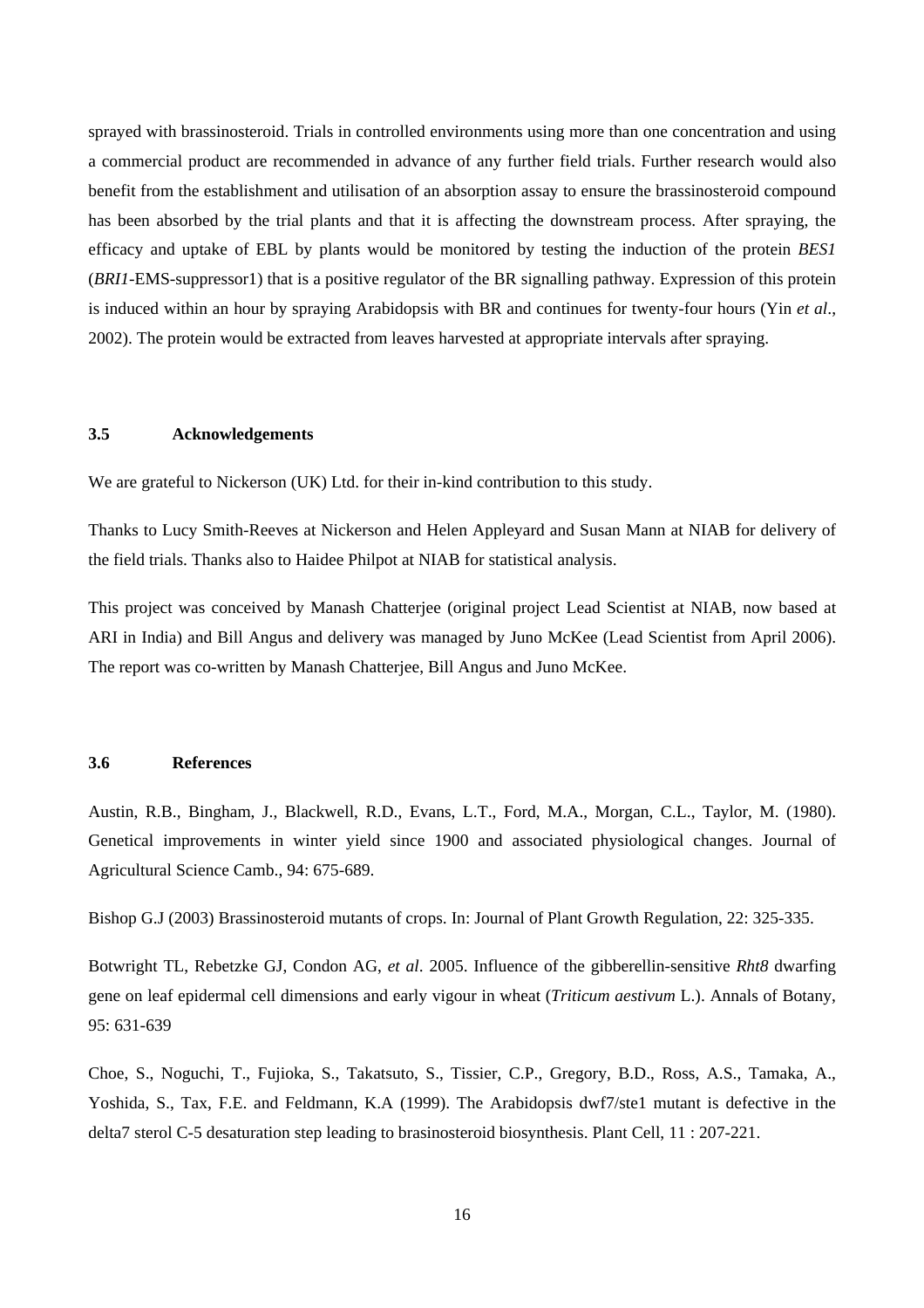sprayed with brassinosteroid. Trials in controlled environments using more than one concentration and using a commercial product are recommended in advance of any further field trials. Further research would also benefit from the establishment and utilisation of an absorption assay to ensure the brassinosteroid compound has been absorbed by the trial plants and that it is affecting the downstream process. After spraying, the efficacy and uptake of EBL by plants would be monitored by testing the induction of the protein *BES1* (*BRI1*-EMS-suppressor1) that is a positive regulator of the BR signalling pathway. Expression of this protein is induced within an hour by spraying Arabidopsis with BR and continues for twenty-four hours (Yin *et al*., 2002). The protein would be extracted from leaves harvested at appropriate intervals after spraying.

### 3.5 Acknowledgements

We are grateful to Nickerson (UK) Ltd. for their in-kind contribution to this study.

Thanks to Lucy Smith-Reeves at Nickerson and Helen Appleyard and Susan Mann at NIAB for delivery of the field trials. Thanks also to Haidee Philpot at NIAB for statistical analysis.

This project was conceived by Manash Chatterjee (original project Lead Scientist at NIAB, now based at ARI in India) and Bill Angus and delivery was managed by Juno McKee (Lead Scientist from April 2006). The report was co-written by Manash Chatterjee, Bill Angus and Juno McKee.

### 3.6 References

Austin, R.B., Bingham, J., Blackwell, R.D., Evans, L.T., Ford, M.A., Morgan, C.L., Taylor, M. (1980). Genetical improvements in winter yield since 1900 and associated physiological changes. Journal of Agricultural Science Camb., 94: 675-689.

Bishop G.J (2003) Brassinosteroid mutants of crops. In: Journal of Plant Growth Regulation, 22: 325-335.

Botwright TL, Rebetzke GJ, Condon AG, *et al*. 2005. Influence of the gibberellin-sensitive *Rht8* dwarfing gene on leaf epidermal cell dimensions and early vigour in wheat (*Triticum aestivum* L.). Annals of Botany, 95: 631-639

Choe, S., Noguchi, T., Fujioka, S., Takatsuto, S., Tissier, C.P., Gregory, B.D., Ross, A.S., Tamaka, A., Yoshida, S., Tax, F.E. and Feldmann, K.A (1999). The Arabidopsis dwf7/ste1 mutant is defective in the delta7 sterol C-5 desaturation step leading to brasinosteroid biosynthesis. Plant Cell, 11 : 207-221.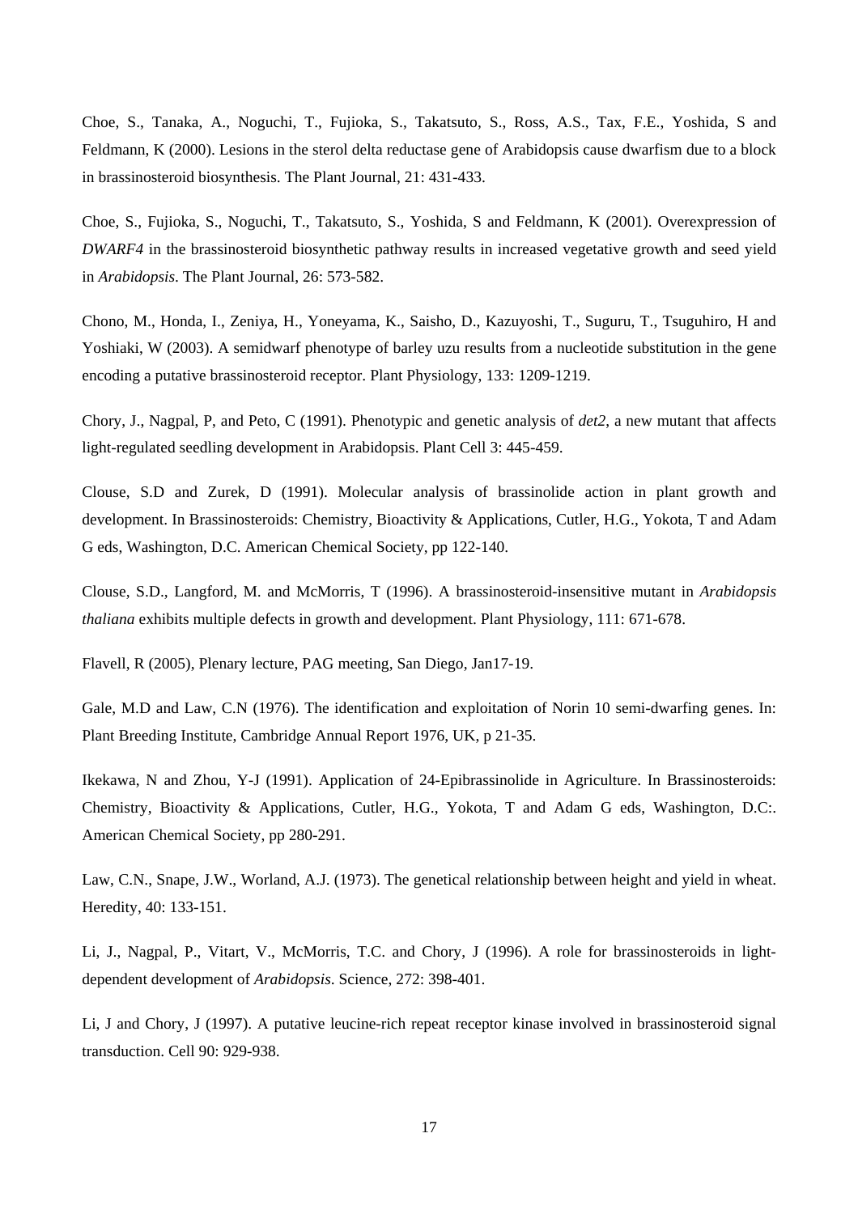Choe, S., Tanaka, A., Noguchi, T., Fujioka, S., Takatsuto, S., Ross, A.S., Tax, F.E., Yoshida, S and Feldmann, K (2000). Lesions in the sterol delta reductase gene of Arabidopsis cause dwarfism due to a block in brassinosteroid biosynthesis. The Plant Journal, 21: 431-433.

Choe, S., Fujioka, S., Noguchi, T., Takatsuto, S., Yoshida, S and Feldmann, K (2001). Overexpression of *DWARF4* in the brassinosteroid biosynthetic pathway results in increased vegetative growth and seed yield in *Arabidopsis*. The Plant Journal, 26: 573-582.

Chono, M., Honda, I., Zeniya, H., Yoneyama, K., Saisho, D., Kazuyoshi, T., Suguru, T., Tsuguhiro, H and Yoshiaki, W (2003). A semidwarf phenotype of barley uzu results from a nucleotide substitution in the gene encoding a putative brassinosteroid receptor. Plant Physiology, 133: 1209-1219.

Chory, J., Nagpal, P, and Peto, C (1991). Phenotypic and genetic analysis of *det2*, a new mutant that affects light-regulated seedling development in Arabidopsis. Plant Cell 3: 445-459.

Clouse, S.D and Zurek, D (1991). Molecular analysis of brassinolide action in plant growth and development. In Brassinosteroids: Chemistry, Bioactivity & Applications, Cutler, H.G., Yokota, T and Adam G eds, Washington, D.C. American Chemical Society, pp 122-140.

Clouse, S.D., Langford, M. and McMorris, T (1996). A brassinosteroid-insensitive mutant in *Arabidopsis thaliana* exhibits multiple defects in growth and development. Plant Physiology, 111: 671-678.

Flavell, R (2005), Plenary lecture, PAG meeting, San Diego, Jan17-19.

Gale, M.D and Law, C.N (1976). The identification and exploitation of Norin 10 semi-dwarfing genes. In: Plant Breeding Institute, Cambridge Annual Report 1976, UK, p 21-35.

Ikekawa, N and Zhou, Y-J (1991). Application of 24-Epibrassinolide in Agriculture. In Brassinosteroids: Chemistry, Bioactivity & Applications, Cutler, H.G., Yokota, T and Adam G eds, Washington, D.C:. American Chemical Society, pp 280-291.

Law, C.N., Snape, J.W., Worland, A.J. (1973). The genetical relationship between height and yield in wheat. Heredity, 40: 133-151.

Li, J., Nagpal, P., Vitart, V., McMorris, T.C. and Chory, J (1996). A role for brassinosteroids in light-dependent development of *Arabidopsis*. Science, 272: 398-401.

Li, J and Chory, J (1997). A putative leucine-rich repeat receptor kinase involved in brassinosteroid signal transduction. Cell 90: 929-938.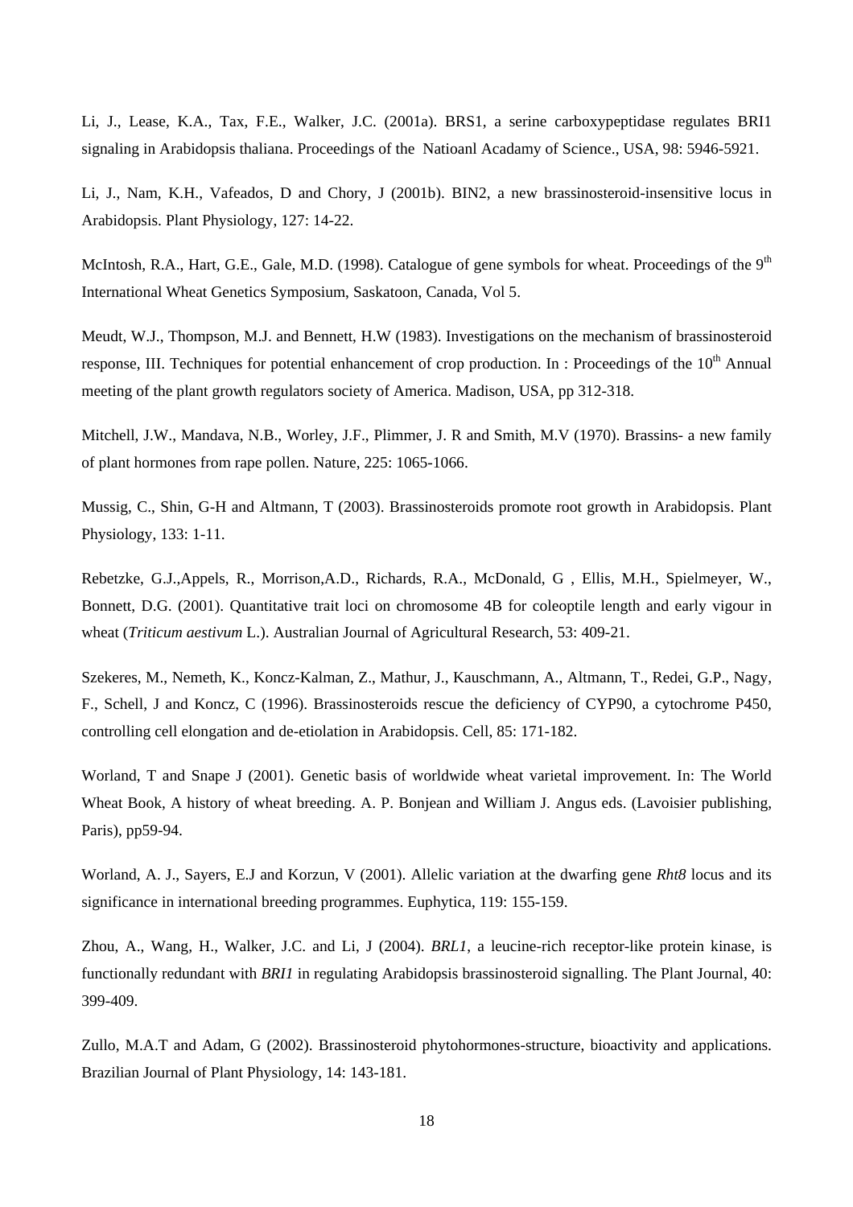Li, J., Lease, K.A., Tax, F.E., Walker, J.C. (2001a). BRS1, a serine carboxypeptidase regulates BRI1 signaling in Arabidopsis thaliana. Proceedings of the Natioanl Acadamy of Science., USA, 98: 5946-5921.

Li, J., Nam, K.H., Vafeados, D and Chory, J (2001b). BIN2, a new brassinosteroid-insensitive locus in Arabidopsis. Plant Physiology, 127: 14-22.

McIntosh, R.A., Hart, G.E., Gale, M.D. (1998). Catalogue of gene symbols for wheat. Proceedings of the 9th International Wheat Genetics Symposium, Saskatoon, Canada, Vol 5.

Meudt, W.J., Thompson, M.J. and Bennett, H.W (1983). Investigations on the mechanism of brassinosteroid response, III. Techniques for potential enhancement of crop production. In : Proceedings of the 10th Annual meeting of the plant growth regulators society of America. Madison, USA, pp 312-318.

Mitchell, J.W., Mandava, N.B., Worley, J.F., Plimmer, J. R and Smith, M.V (1970). Brassins- a new family of plant hormones from rape pollen. Nature, 225: 1065-1066.

Mussig, C., Shin, G-H and Altmann, T (2003). Brassinosteroids promote root growth in Arabidopsis. Plant Physiology, 133: 1-11.

Rebetzke, G.J.,Appels, R., Morrison,A.D., Richards, R.A., McDonald, G , Ellis, M.H., Spielmeyer, W., Bonnett, D.G. (2001). Quantitative trait loci on chromosome 4B for coleoptile length and early vigour in wheat (*Triticum aestivum* L.). Australian Journal of Agricultural Research, 53: 409-21.

Szekeres, M., Nemeth, K., Koncz-Kalman, Z., Mathur, J., Kauschmann, A., Altmann, T., Redei, G.P., Nagy, F., Schell, J and Koncz, C (1996). Brassinosteroids rescue the deficiency of CYP90, a cytochrome P450, controlling cell elongation and de-etiolation in Arabidopsis. Cell, 85: 171-182.

Worland, T and Snape J (2001). Genetic basis of worldwide wheat varietal improvement. In: The World Wheat Book, A history of wheat breeding. A. P. Bonjean and William J. Angus eds. (Lavoisier publishing, Paris), pp59-94.

Worland, A. J., Sayers, E.J and Korzun, V (2001). Allelic variation at the dwarfing gene *Rht8* locus and its significance in international breeding programmes. Euphytica, 119: 155-159.

Zhou, A., Wang, H., Walker, J.C. and Li, J (2004). *BRL1*, a leucine-rich receptor-like protein kinase, is functionally redundant with *BRI1* in regulating Arabidopsis brassinosteroid signalling. The Plant Journal, 40: 399-409.

Zullo, M.A.T and Adam, G (2002). Brassinosteroid phytohormones-structure, bioactivity and applications. Brazilian Journal of Plant Physiology, 14: 143-181.